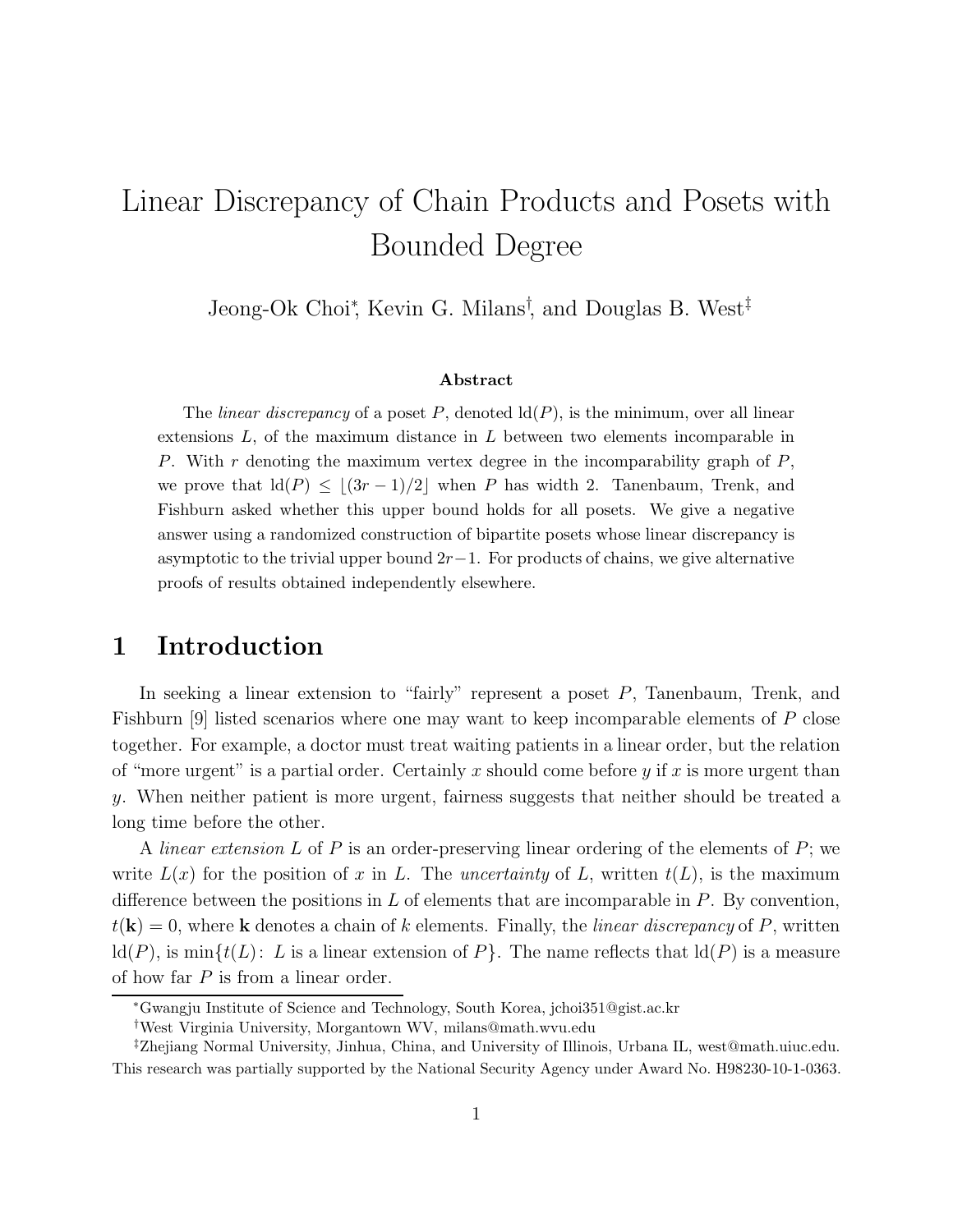# Linear Discrepancy of Chain Products and Posets with Bounded Degree

Jeong-Ok Choi[*], Kevin G. Milans[†], and Douglas B. West[‡]

### Abstract

The *linear discrepancy* of a poset $P$, denoted $\mathrm{ld}(P)$, is the minimum, over all linear extensions $L$, of the maximum distance in $L$ between two elements incomparable in $P$. With $r$ denoting the maximum vertex degree in the incomparability graph of $P$, we prove that $\mathrm{ld}(P) \le \lfloor (3r-1)/2 \rfloor$ when $P$ has width 2. Tanenbaum, Trenk, and Fishburn asked whether this upper bound holds for all posets. We give a negative answer using a randomized construction of bipartite posets whose linear discrepancy is asymptotic to the trivial upper bound $2r-1$. For products of chains, we give alternative proofs of results obtained independently elsewhere.

## 1 Introduction

In seeking a linear extension to "fairly" represent a poset $P$, Tanenbaum, Trenk, and Fishburn [9] listed scenarios where one may want to keep incomparable elements of $P$ close together. For example, a doctor must treat waiting patients in a linear order, but the relation of "more urgent" is a partial order. Certainly $x$ should come before $y$ if $x$ is more urgent than $y$. When neither patient is more urgent, fairness suggests that neither should be treated a long time before the other.

A *linear extension* $L$ of $P$ is an order-preserving linear ordering of the elements of $P$; we write $L(x)$ for the position of $x$ in $L$. The *uncertainty* of $L$, written $t(L)$, is the maximum difference between the positions in $L$ of elements that are incomparable in $P$. By convention, $t(\mathbf{k}) = 0$, where $\mathbf{k}$ denotes a chain of $k$ elements. Finally, the *linear discrepancy* of $P$, written $\mathrm{ld}(P)$, is $\min\{t(L)\colon\ L \text{ is a linear extension of } P\}$. The name reflects that $\mathrm{ld}(P)$ is a measure of how far $P$ is from a linear order.

---

[*] Gwangju Institute of Science and Technology, South Korea, jchoi351@gist.ac.kr

[†] West Virginia University, Morgantown WV, milans@math.wvu.edu

[‡] Zhejiang Normal University, Jinhua, China, and University of Illinois, Urbana IL, west@math.uiuc.edu. This research was partially supported by the National Security Agency under Award No. H98230-10-1-0363.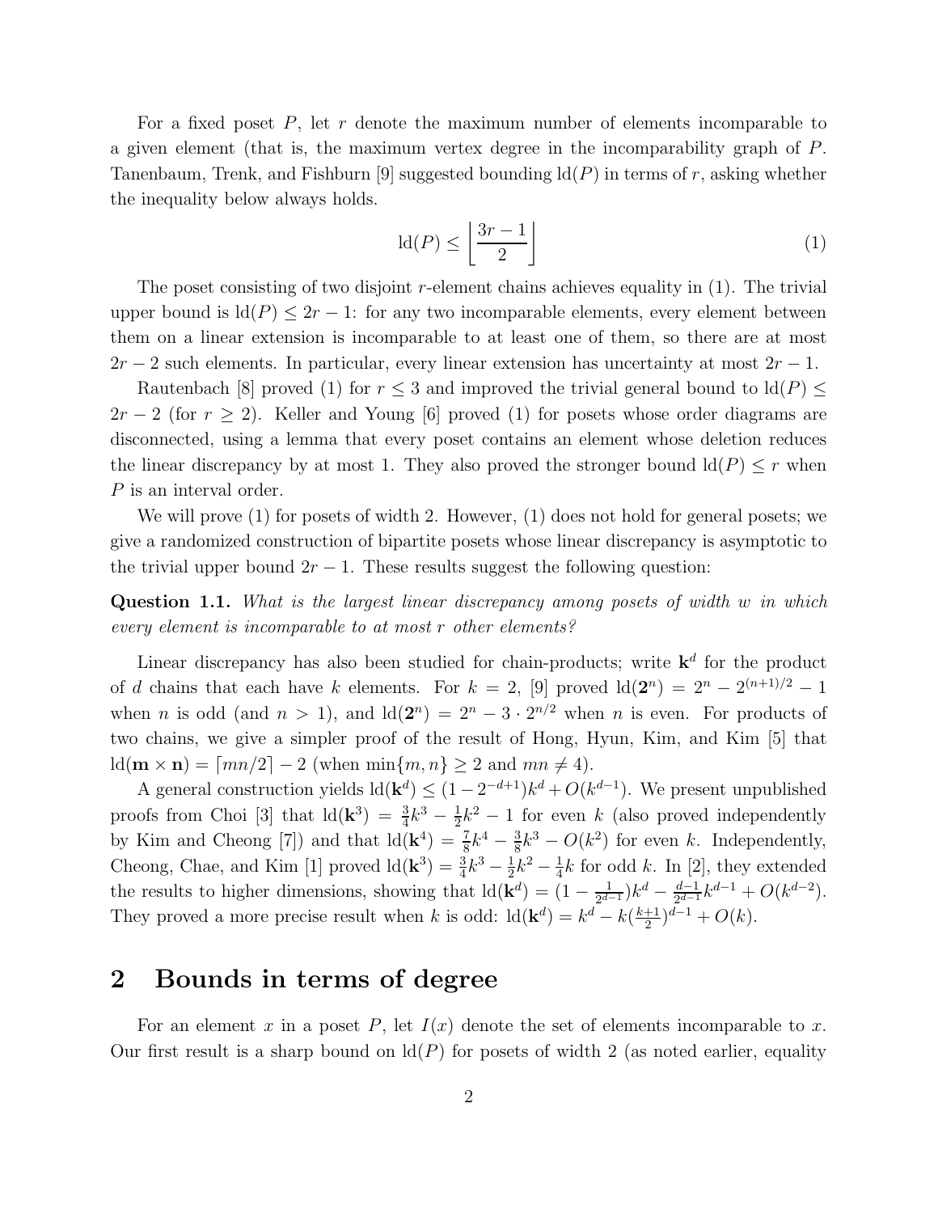For a fixed poset $P$, let $r$ denote the maximum number of elements incomparable to a given element (that is, the maximum vertex degree in the incomparability graph of $P$. Tanenbaum, Trenk, and Fishburn [9] suggested bounding $\mathrm{ld}(P)$ in terms of $r$, asking whether the inequality below always holds.

$$\mathrm{ld}(P) \leq \left\lfloor \frac{3r-1}{2} \right\rfloor \tag{1}$$

The poset consisting of two disjoint $r$-element chains achieves equality in (1). The trivial upper bound is $\mathrm{ld}(P) \leq 2r-1$: for any two incomparable elements, every element between them on a linear extension is incomparable to at least one of them, so there are at most $2r-2$ such elements. In particular, every linear extension has uncertainty at most $2r-1$.

Rautenbach [8] proved (1) for $r \leq 3$ and improved the trivial general bound to $\mathrm{ld}(P) \leq 2r-2$ (for $r \geq 2$). Keller and Young [6] proved (1) for posets whose order diagrams are disconnected, using a lemma that every poset contains an element whose deletion reduces the linear discrepancy by at most 1. They also proved the stronger bound $\mathrm{ld}(P) \leq r$ when $P$ is an interval order.

We will prove (1) for posets of width 2. However, (1) does not hold for general posets; we give a randomized construction of bipartite posets whose linear discrepancy is asymptotic to the trivial upper bound $2r-1$. These results suggest the following question:

**Question 1.1.** *What is the largest linear discrepancy among posets of width $w$ in which every element is incomparable to at most $r$ other elements?*

Linear discrepancy has also been studied for chain-products; write $\mathbf{k}^d$ for the product of $d$ chains that each have $k$ elements. For $k=2$, [9] proved $\mathrm{ld}(\mathbf{2}^n) = 2^n - 2^{(n+1)/2} - 1$ when $n$ is odd (and $n > 1$), and $\mathrm{ld}(\mathbf{2}^n) = 2^n - 3 \cdot 2^{n/2}$ when $n$ is even. For products of two chains, we give a simpler proof of the result of Hong, Hyun, Kim, and Kim [5] that $\mathrm{ld}(\mathbf{m} \times \mathbf{n}) = \lceil mn/2 \rceil - 2$ (when $\min\{m,n\} \geq 2$ and $mn \neq 4$).

A general construction yields $\mathrm{ld}(\mathbf{k}^d) \leq (1-2^{-d+1})k^d + O(k^{d-1})$. We present unpublished proofs from Choi [3] that $\mathrm{ld}(\mathbf{k}^3) = \frac{3}{4}k^3 - \frac{1}{2}k^2 - 1$ for even $k$ (also proved independently by Kim and Cheong [7]) and that $\mathrm{ld}(\mathbf{k}^4) = \frac{7}{8}k^4 - \frac{3}{8}k^3 - O(k^2)$ for even $k$. Independently, Cheong, Chae, and Kim [1] proved $\mathrm{ld}(\mathbf{k}^3) = \frac{3}{4}k^3 - \frac{1}{2}k^2 - \frac{1}{4}k$ for odd $k$. In [2], they extended the results to higher dimensions, showing that $\mathrm{ld}(\mathbf{k}^d) = (1-\frac{1}{2^{d-1}})k^d - \frac{d-1}{2^{d-1}}k^{d-1} + O(k^{d-2})$. They proved a more precise result when $k$ is odd: $\mathrm{ld}(\mathbf{k}^d) = k^d - k(\frac{k+1}{2})^{d-1} + O(k)$.

## 2 Bounds in terms of degree

For an element $x$ in a poset $P$, let $I(x)$ denote the set of elements incomparable to $x$. Our first result is a sharp bound on $\mathrm{ld}(P)$ for posets of width 2 (as noted earlier, equality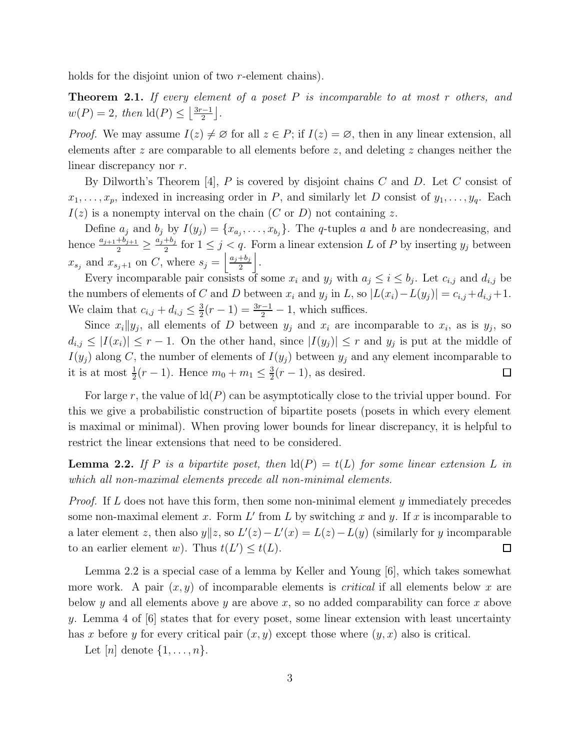holds for the disjoint union of two $r$-element chains).

**Theorem 2.1.** *If every element of a poset $P$ is incomparable to at most $r$ others, and $w(P) = 2$, then $\mathrm{ld}(P) \le \left\lfloor \frac{3r-1}{2} \right\rfloor$.*

*Proof.* We may assume $I(z) \neq \varnothing$ for all $z \in P$; if $I(z) = \varnothing$, then in any linear extension, all elements after $z$ are comparable to all elements before $z$, and deleting $z$ changes neither the linear discrepancy nor $r$.

By Dilworth's Theorem [4], $P$ is covered by disjoint chains $C$ and $D$. Let $C$ consist of $x_1, \ldots, x_p$, indexed in increasing order in $P$, and similarly let $D$ consist of $y_1, \ldots, y_q$. Each $I(z)$ is a nonempty interval on the chain ($C$ or $D$) not containing $z$.

Define $a_j$ and $b_j$ by $I(y_j) = \{x_{a_j}, \ldots, x_{b_j}\}$. The $q$-tuples $a$ and $b$ are nondecreasing, and hence $\frac{a_{j+1}+b_{j+1}}{2} \ge \frac{a_j+b_j}{2}$ for $1 \le j < q$. Form a linear extension $L$ of $P$ by inserting $y_j$ between $x_{s_j}$ and $x_{s_j+1}$ on $C$, where $s_j = \left\lfloor \frac{a_j+b_j}{2} \right\rfloor$.

Every incomparable pair consists of some $x_i$ and $y_j$ with $a_j \le i \le b_j$. Let $c_{i,j}$ and $d_{i,j}$ be the numbers of elements of $C$ and $D$ between $x_i$ and $y_j$ in $L$, so $|L(x_i) - L(y_j)| = c_{i,j} + d_{i,j} + 1$. We claim that $c_{i,j} + d_{i,j} \le \frac{3}{2}(r-1) = \frac{3r-1}{2} - 1$, which suffices.

Since $x_i \| y_j$, all elements of $D$ between $y_j$ and $x_i$ are incomparable to $x_i$, as is $y_j$, so $d_{i,j} \le |I(x_i)| \le r - 1$. On the other hand, since $|I(y_j)| \le r$ and $y_j$ is put at the middle of $I(y_j)$ along $C$, the number of elements of $I(y_j)$ between $y_j$ and any element incomparable to it is at most $\frac{1}{2}(r-1)$. Hence $m_0 + m_1 \le \frac{3}{2}(r-1)$, as desired. □

For large $r$, the value of $\mathrm{ld}(P)$ can be asymptotically close to the trivial upper bound. For this we give a probabilistic construction of bipartite posets (posets in which every element is maximal or minimal). When proving lower bounds for linear discrepancy, it is helpful to restrict the linear extensions that need to be considered.

**Lemma 2.2.** *If $P$ is a bipartite poset, then $\mathrm{ld}(P) = t(L)$ for some linear extension $L$ in which all non-maximal elements precede all non-minimal elements.*

*Proof.* If $L$ does not have this form, then some non-minimal element $y$ immediately precedes some non-maximal element $x$. Form $L'$ from $L$ by switching $x$ and $y$. If $x$ is incomparable to a later element $z$, then also $y \| z$, so $L'(z) - L'(x) = L(z) - L(y)$ (similarly for $y$ incomparable to an earlier element $w$). Thus $t(L') \le t(L)$. □

Lemma 2.2 is a special case of a lemma by Keller and Young [6], which takes somewhat more work. A pair $(x, y)$ of incomparable elements is *critical* if all elements below $x$ are below $y$ and all elements above $y$ are above $x$, so no added comparability can force $x$ above $y$. Lemma 4 of [6] states that for every poset, some linear extension with least uncertainty has $x$ before $y$ for every critical pair $(x, y)$ except those where $(y, x)$ also is critical.

Let $[n]$ denote $\{1, \ldots, n\}$.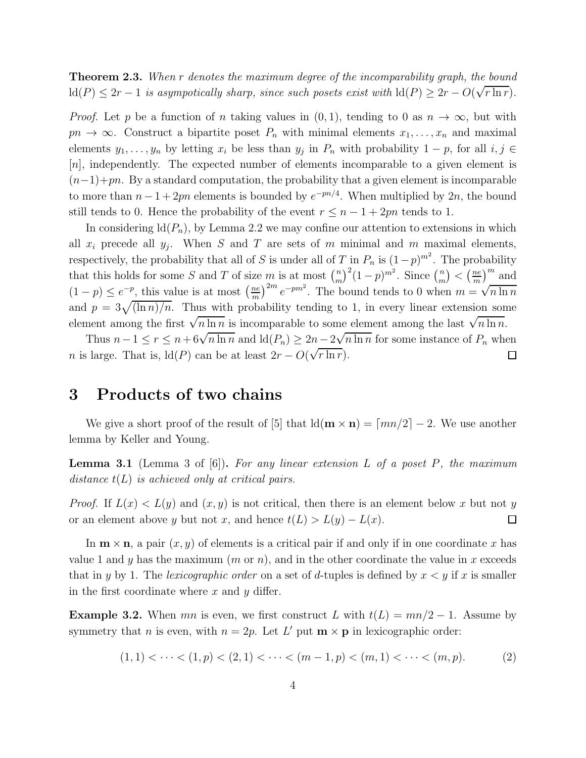**Theorem 2.3.** *When $r$ denotes the maximum degree of the incomparability graph, the bound $\mathrm{ld}(P) \le 2r-1$ is asympotically sharp, since such posets exist with $\mathrm{ld}(P) \ge 2r - O(\sqrt{r \ln r})$.*

*Proof.* Let $p$ be a function of $n$ taking values in $(0,1)$, tending to 0 as $n \to \infty$, but with $pn \to \infty$. Construct a bipartite poset $P_n$ with minimal elements $x_1, \dots, x_n$ and maximal elements $y_1, \dots, y_n$ by letting $x_i$ be less than $y_j$ in $P_n$ with probability $1-p$, for all $i, j \in [n]$, independently. The expected number of elements incomparable to a given element is $(n-1)+pn$. By a standard computation, the probability that a given element is incomparable to more than $n-1+2pn$ elements is bounded by $e^{-pn/4}$. When multiplied by $2n$, the bound still tends to 0. Hence the probability of the event $r \le n-1+2pn$ tends to 1.

In considering $\mathrm{ld}(P_n)$, by Lemma 2.2 we may confine our attention to extensions in which all $x_i$ precede all $y_j$. When $S$ and $T$ are sets of $m$ minimal and $m$ maximal elements, respectively, the probability that all of $S$ is under all of $T$ in $P_n$ is $(1-p)^{m^2}$. The probability that this holds for some $S$ and $T$ of size $m$ is at most $\binom{n}{m}^2(1-p)^{m^2}$. Since $\binom{n}{m} < \left(\frac{ne}{m}\right)^m$ and $(1-p) \le e^{-p}$, this value is at most $\left(\frac{ne}{m}\right)^{2m} e^{-pm^2}$. The bound tends to 0 when $m = \sqrt{n \ln n}$ and $p = 3\sqrt{(\ln n)/n}$. Thus with probability tending to 1, in every linear extension some element among the first $\sqrt{n \ln n}$ is incomparable to some element among the last $\sqrt{n \ln n}$.

Thus $n-1 \le r \le n + 6\sqrt{n \ln n}$ and $\mathrm{ld}(P_n) \ge 2n - 2\sqrt{n \ln n}$ for some instance of $P_n$ when $n$ is large. That is, $\mathrm{ld}(P)$ can be at least $2r - O(\sqrt{r \ln r})$. □

# 3 Products of two chains

We give a short proof of the result of [5] that $\mathrm{ld}(\mathbf{m} \times \mathbf{n}) = \lceil mn/2 \rceil - 2$. We use another lemma by Keller and Young.

**Lemma 3.1** (Lemma 3 of [6])**.** *For any linear extension $L$ of a poset $P$, the maximum distance $t(L)$ is achieved only at critical pairs.*

*Proof.* If $L(x) < L(y)$ and $(x, y)$ is not critical, then there is an element below $x$ but not $y$ or an element above $y$ but not $x$, and hence $t(L) > L(y) - L(x)$. □

In $\mathbf{m} \times \mathbf{n}$, a pair $(x, y)$ of elements is a critical pair if and only if in one coordinate $x$ has value 1 and $y$ has the maximum ($m$ or $n$), and in the other coordinate the value in $x$ exceeds that in $y$ by 1. The *lexicographic order* on a set of $d$-tuples is defined by $x < y$ if $x$ is smaller in the first coordinate where $x$ and $y$ differ.

**Example 3.2.** When $mn$ is even, we first construct $L$ with $t(L) = mn/2 - 1$. Assume by symmetry that $n$ is even, with $n = 2p$. Let $L'$ put $\mathbf{m} \times \mathbf{p}$ in lexicographic order:

$$(1,1) < \cdots < (1,p) < (2,1) < \cdots < (m-1,p) < (m,1) < \cdots < (m,p). \tag{2}$$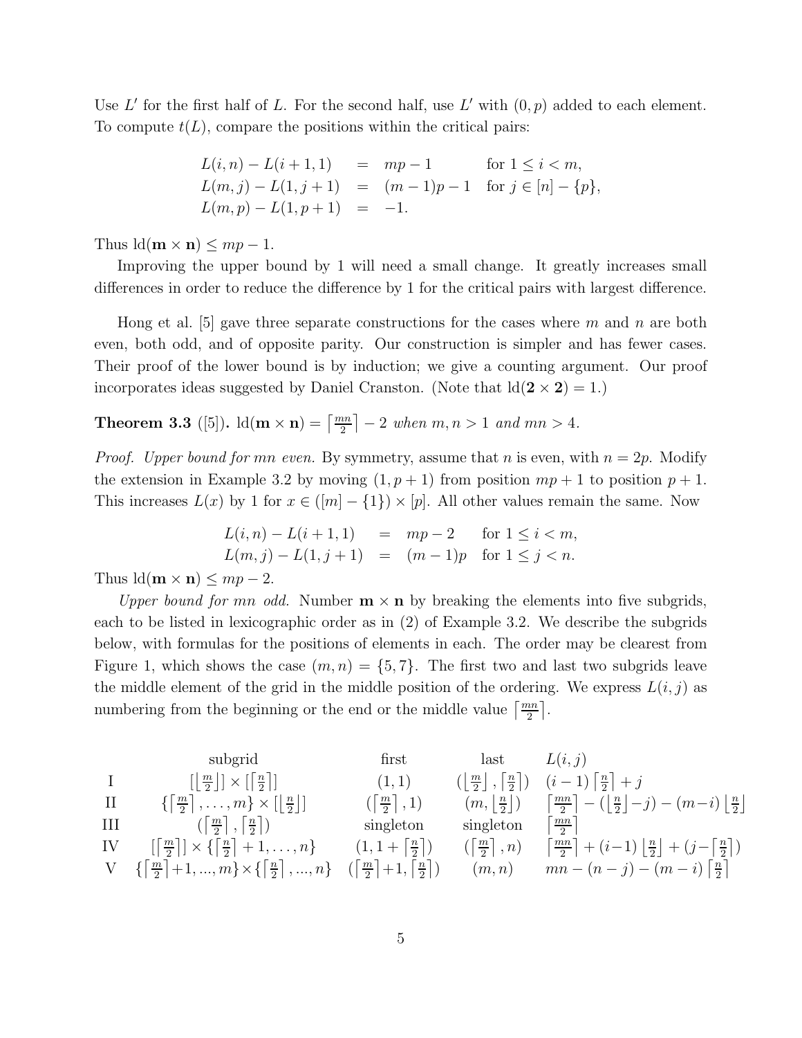Use $L'$ for the first half of $L$. For the second half, use $L'$ with $(0, p)$ added to each element. To compute $t(L)$, compare the positions within the critical pairs:

$$
\begin{aligned}
L(i,n) - L(i+1,1) &= mp - 1 && \text{for } 1 \le i < m, \\
L(m,j) - L(1,j+1) &= (m-1)p - 1 && \text{for } j \in [n] - \{p\}, \\
L(m,p) - L(1,p+1) &= -1.
\end{aligned}
$$

Thus $\mathrm{ld}(\mathbf{m} \times \mathbf{n}) \le mp - 1$.

Improving the upper bound by 1 will need a small change. It greatly increases small differences in order to reduce the difference by 1 for the critical pairs with largest difference.

Hong et al. [5] gave three separate constructions for the cases where $m$ and $n$ are both even, both odd, and of opposite parity. Our construction is simpler and has fewer cases. Their proof of the lower bound is by induction; we give a counting argument. Our proof incorporates ideas suggested by Daniel Cranston. (Note that $\mathrm{ld}(\mathbf{2} \times \mathbf{2}) = 1$.)

**Theorem 3.3** ([5])**.** *$\mathrm{ld}(\mathbf{m} \times \mathbf{n}) = \lceil \frac{mn}{2} \rceil - 2$ when $m, n > 1$ and $mn > 4$.*

*Proof. Upper bound for $mn$ even.* By symmetry, assume that $n$ is even, with $n = 2p$. Modify the extension in Example 3.2 by moving $(1, p+1)$ from position $mp+1$ to position $p+1$. This increases $L(x)$ by 1 for $x \in ([m] - \{1\}) \times [p]$. All other values remain the same. Now

$$
\begin{aligned}
L(i,n) - L(i+1,1) &= mp - 2 && \text{for } 1 \le i < m, \\
L(m,j) - L(1,j+1) &= (m-1)p && \text{for } 1 \le j < n.
\end{aligned}
$$

Thus $\mathrm{ld}(\mathbf{m} \times \mathbf{n}) \le mp - 2$.

*Upper bound for $mn$ odd.* Number $\mathbf{m} \times \mathbf{n}$ by breaking the elements into five subgrids, each to be listed in lexicographic order as in (2) of Example 3.2. We describe the subgrids below, with formulas for the positions of elements in each. The order may be clearest from Figure 1, which shows the case $(m, n) = \{5, 7\}$. The first two and last two subgrids leave the middle element of the grid in the middle position of the ordering. We express $L(i, j)$ as numbering from the beginning or the end or the middle value $\lceil \frac{mn}{2} \rceil$.

| | subgrid | first | last | $L(i,j)$ |
|---|---|---|---|---|
| I | $[\lfloor \frac{m}{2} \rfloor] \times [\lceil \frac{n}{2} \rceil]$ | $(1,1)$ | $(\lfloor \frac{m}{2} \rfloor, \lceil \frac{n}{2} \rceil)$ | $(i-1)\lceil \frac{n}{2} \rceil + j$ |
| II | $\{\lceil \frac{m}{2} \rceil, \ldots, m\} \times [\lfloor \frac{n}{2} \rfloor]$ | $(\lceil \frac{m}{2} \rceil, 1)$ | $(m, \lfloor \frac{n}{2} \rfloor)$ | $\lceil \frac{mn}{2} \rceil - (\lfloor \frac{n}{2} \rfloor - j) - (m-i)\lfloor \frac{n}{2} \rfloor$ |
| III | $(\lceil \frac{m}{2} \rceil, \lceil \frac{n}{2} \rceil)$ | singleton | singleton | $\lceil \frac{mn}{2} \rceil$ |
| IV | $[\lceil \frac{m}{2} \rceil] \times \{\lceil \frac{n}{2} \rceil + 1, \ldots, n\}$ | $(1, 1 + \lceil \frac{n}{2} \rceil)$ | $(\lceil \frac{m}{2} \rceil, n)$ | $\lceil \frac{mn}{2} \rceil + (i-1)\lfloor \frac{n}{2} \rfloor + (j - \lceil \frac{n}{2} \rceil)$ |
| V | $\{\lceil \frac{m}{2} \rceil + 1, \ldots, m\} \times \{\lceil \frac{n}{2} \rceil, \ldots, n\}$ | $(\lceil \frac{m}{2} \rceil + 1, \lceil \frac{n}{2} \rceil)$ | $(m, n)$ | $mn - (n-j) - (m-i)\lceil \frac{n}{2} \rceil$ |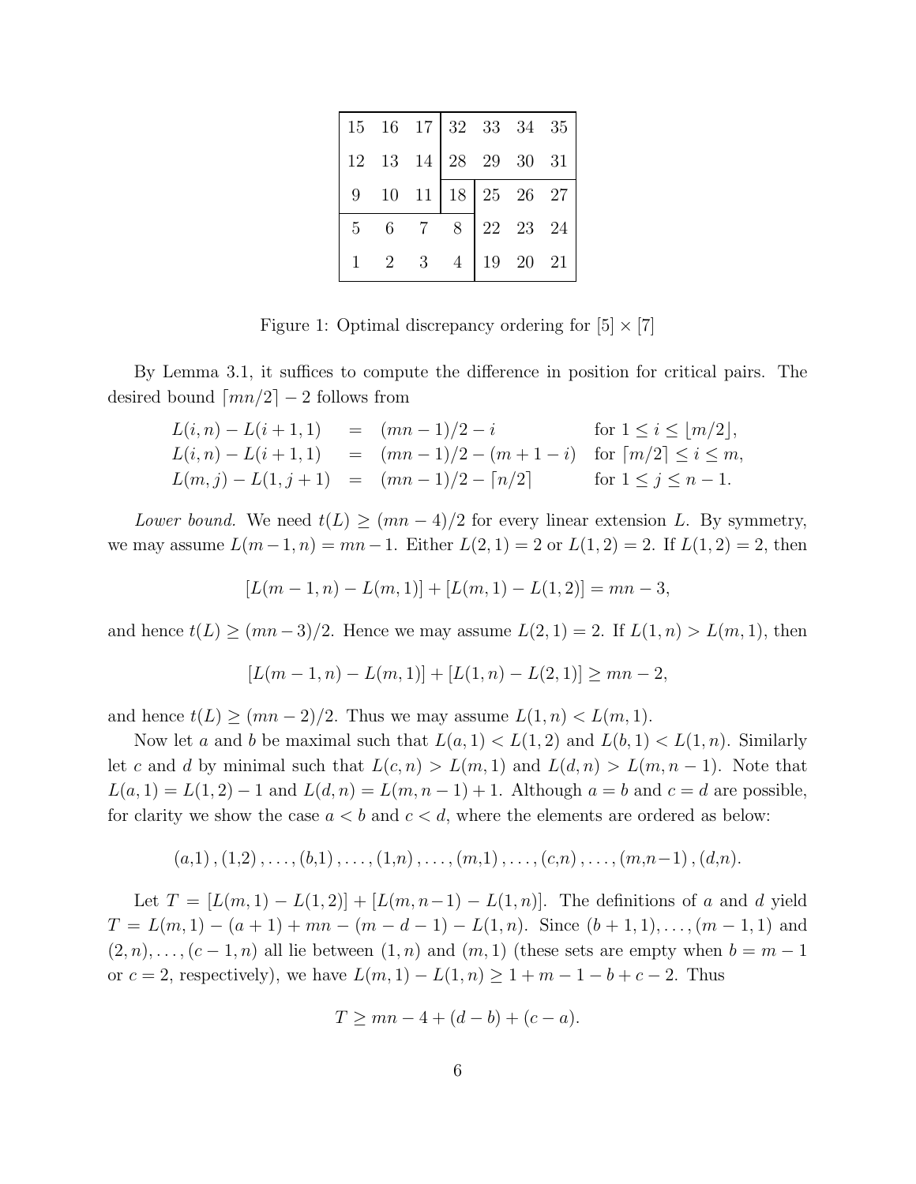| | | | | | | |
|---|---|---|---|---|---|---|
| 15 | 16 | 17 | 32 | 33 | 34 | 35 |
| 12 | 13 | 14 | 28 | 29 | 30 | 31 |
| 9 | 10 | 11 | 18 | 25 | 26 | 27 |
| 5 | 6 | 7 | 8 | 22 | 23 | 24 |
| 1 | 2 | 3 | 4 | 19 | 20 | 21 |

Figure 1: Optimal discrepancy ordering for $[5] \times [7]$

By Lemma 3.1, it suffices to compute the difference in position for critical pairs. The desired bound $\lceil mn/2 \rceil - 2$ follows from

$$
\begin{aligned}
L(i,n) - L(i+1,1) &= (mn-1)/2 - i && \text{for } 1 \le i \le \lfloor m/2 \rfloor, \\
L(i,n) - L(i+1,1) &= (mn-1)/2 - (m+1-i) && \text{for } \lceil m/2 \rceil \le i \le m, \\
L(m,j) - L(1,j+1) &= (mn-1)/2 - \lceil n/2 \rceil && \text{for } 1 \le j \le n-1.
\end{aligned}
$$

*Lower bound.* We need $t(L) \ge (mn-4)/2$ for every linear extension $L$. By symmetry, we may assume $L(m-1,n) = mn-1$. Either $L(2,1) = 2$ or $L(1,2) = 2$. If $L(1,2) = 2$, then

$$[L(m-1,n) - L(m,1)] + [L(m,1) - L(1,2)] = mn-3,$$

and hence $t(L) \ge (mn-3)/2$. Hence we may assume $L(2,1) = 2$. If $L(1,n) > L(m,1)$, then

$$[L(m-1,n) - L(m,1)] + [L(1,n) - L(2,1)] \ge mn-2,$$

and hence $t(L) \ge (mn-2)/2$. Thus we may assume $L(1,n) < L(m,1)$.

Now let $a$ and $b$ be maximal such that $L(a,1) < L(1,2)$ and $L(b,1) < L(1,n)$. Similarly let $c$ and $d$ by minimal such that $L(c,n) > L(m,1)$ and $L(d,n) > L(m,n-1)$. Note that $L(a,1) = L(1,2) - 1$ and $L(d,n) = L(m,n-1) + 1$. Although $a = b$ and $c = d$ are possible, for clarity we show the case $a < b$ and $c < d$, where the elements are ordered as below:

$$(a,1), (1,2), \ldots, (b,1), \ldots, (1,n), \ldots, (m,1), \ldots, (c,n), \ldots, (m,n-1), (d,n).$$

Let $T = [L(m,1) - L(1,2)] + [L(m,n-1) - L(1,n)]$. The definitions of $a$ and $d$ yield $T = L(m,1) - (a+1) + mn - (m-d-1) - L(1,n)$. Since $(b+1,1), \ldots, (m-1,1)$ and $(2,n), \ldots, (c-1,n)$ all lie between $(1,n)$ and $(m,1)$ (these sets are empty when $b = m-1$ or $c = 2$, respectively), we have $L(m,1) - L(1,n) \ge 1 + m - 1 - b + c - 2$. Thus

$$T \ge mn - 4 + (d-b) + (c-a).$$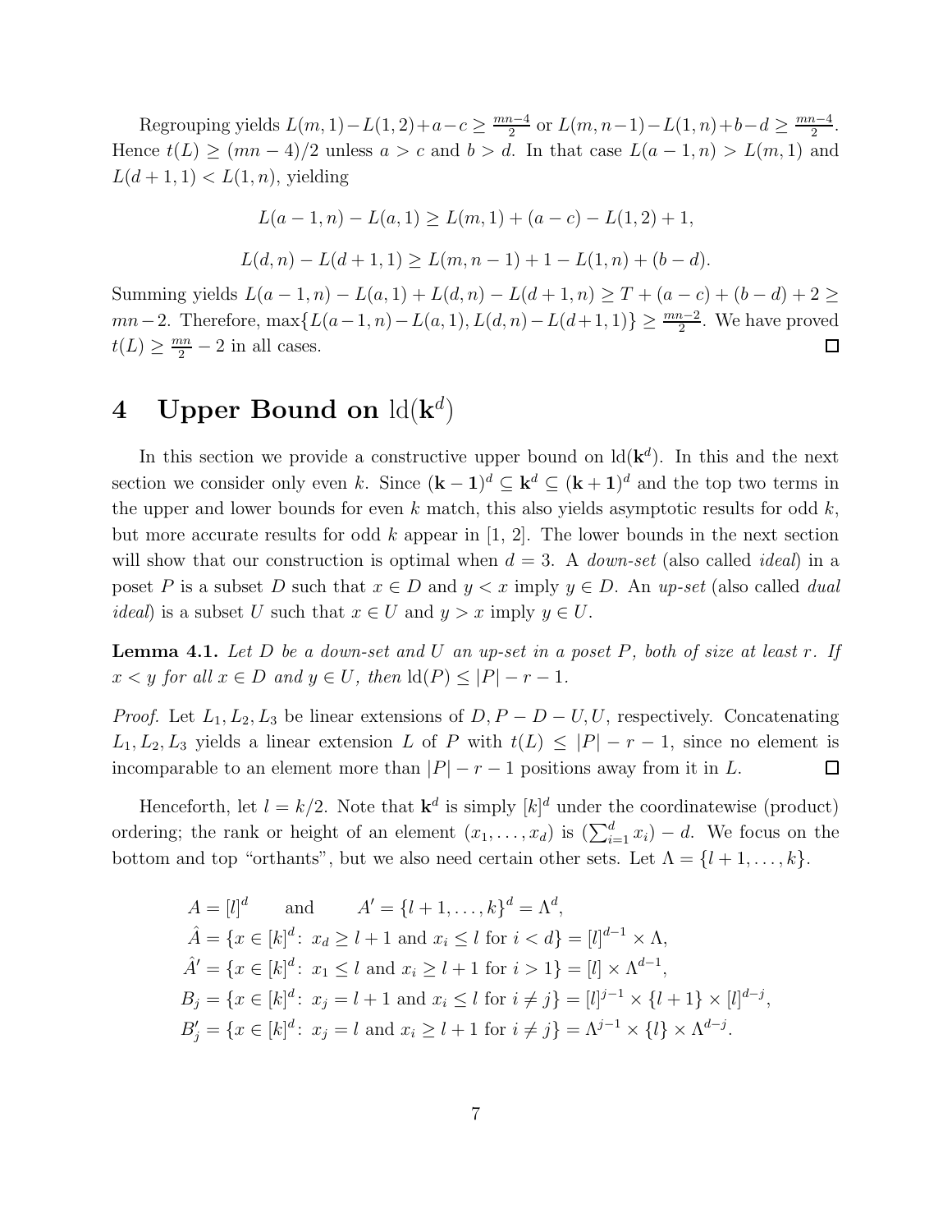Regrouping yields $L(m,1)-L(1,2)+a-c \geq \frac{mn-4}{2}$ or $L(m,n-1)-L(1,n)+b-d \geq \frac{mn-4}{2}$. Hence $t(L) \geq (mn-4)/2$ unless $a > c$ and $b > d$. In that case $L(a-1,n) > L(m,1)$ and $L(d+1,1) < L(1,n)$, yielding

$$L(a-1,n) - L(a,1) \geq L(m,1) + (a-c) - L(1,2) + 1,$$

$$L(d,n) - L(d+1,1) \geq L(m,n-1) + 1 - L(1,n) + (b-d).$$

Summing yields $L(a-1,n) - L(a,1) + L(d,n) - L(d+1,n) \geq T + (a-c) + (b-d) + 2 \geq mn-2$. Therefore, $\max\{L(a-1,n)-L(a,1), L(d,n)-L(d+1,1)\} \geq \frac{mn-2}{2}$. We have proved $t(L) \geq \frac{mn}{2} - 2$ in all cases. $\square$

# 4 Upper Bound on $\mathrm{ld}(\mathbf{k}^d)$

In this section we provide a constructive upper bound on $\mathrm{ld}(\mathbf{k}^d)$. In this and the next section we consider only even $k$. Since $(\mathbf{k}-\mathbf{1})^d \subseteq \mathbf{k}^d \subseteq (\mathbf{k}+\mathbf{1})^d$ and the top two terms in the upper and lower bounds for even $k$ match, this also yields asymptotic results for odd $k$, but more accurate results for odd $k$ appear in [1, 2]. The lower bounds in the next section will show that our construction is optimal when $d = 3$. A *down-set* (also called *ideal*) in a poset $P$ is a subset $D$ such that $x \in D$ and $y < x$ imply $y \in D$. An *up-set* (also called *dual ideal*) is a subset $U$ such that $x \in U$ and $y > x$ imply $y \in U$.

**Lemma 4.1.** *Let $D$ be a down-set and $U$ an up-set in a poset $P$, both of size at least $r$. If $x < y$ for all $x \in D$ and $y \in U$, then $\mathrm{ld}(P) \leq |P| - r - 1$.*

*Proof.* Let $L_1, L_2, L_3$ be linear extensions of $D, P - D - U, U$, respectively. Concatenating $L_1, L_2, L_3$ yields a linear extension $L$ of $P$ with $t(L) \leq |P| - r - 1$, since no element is incomparable to an element more than $|P| - r - 1$ positions away from it in $L$. $\square$

Henceforth, let $l = k/2$. Note that $\mathbf{k}^d$ is simply $[k]^d$ under the coordinatewise (product) ordering; the rank or height of an element $(x_1, \ldots, x_d)$ is $(\sum_{i=1}^d x_i) - d$. We focus on the bottom and top "orthants", but we also need certain other sets. Let $\Lambda = \{l+1, \ldots, k\}$.

$$\begin{aligned}
A &= [l]^d \qquad \text{and} \qquad A' = \{l+1, \ldots, k\}^d = \Lambda^d, \\
\hat{A} &= \{x \in [k]^d \colon\ x_d \geq l+1 \text{ and } x_i \leq l \text{ for } i < d\} = [l]^{d-1} \times \Lambda, \\
\hat{A}' &= \{x \in [k]^d \colon\ x_1 \leq l \text{ and } x_i \geq l+1 \text{ for } i > 1\} = [l] \times \Lambda^{d-1}, \\
B_j &= \{x \in [k]^d \colon\ x_j = l+1 \text{ and } x_i \leq l \text{ for } i \neq j\} = [l]^{j-1} \times \{l+1\} \times [l]^{d-j}, \\
B'_j &= \{x \in [k]^d \colon\ x_j = l \text{ and } x_i \geq l+1 \text{ for } i \neq j\} = \Lambda^{j-1} \times \{l\} \times \Lambda^{d-j}.
\end{aligned}$$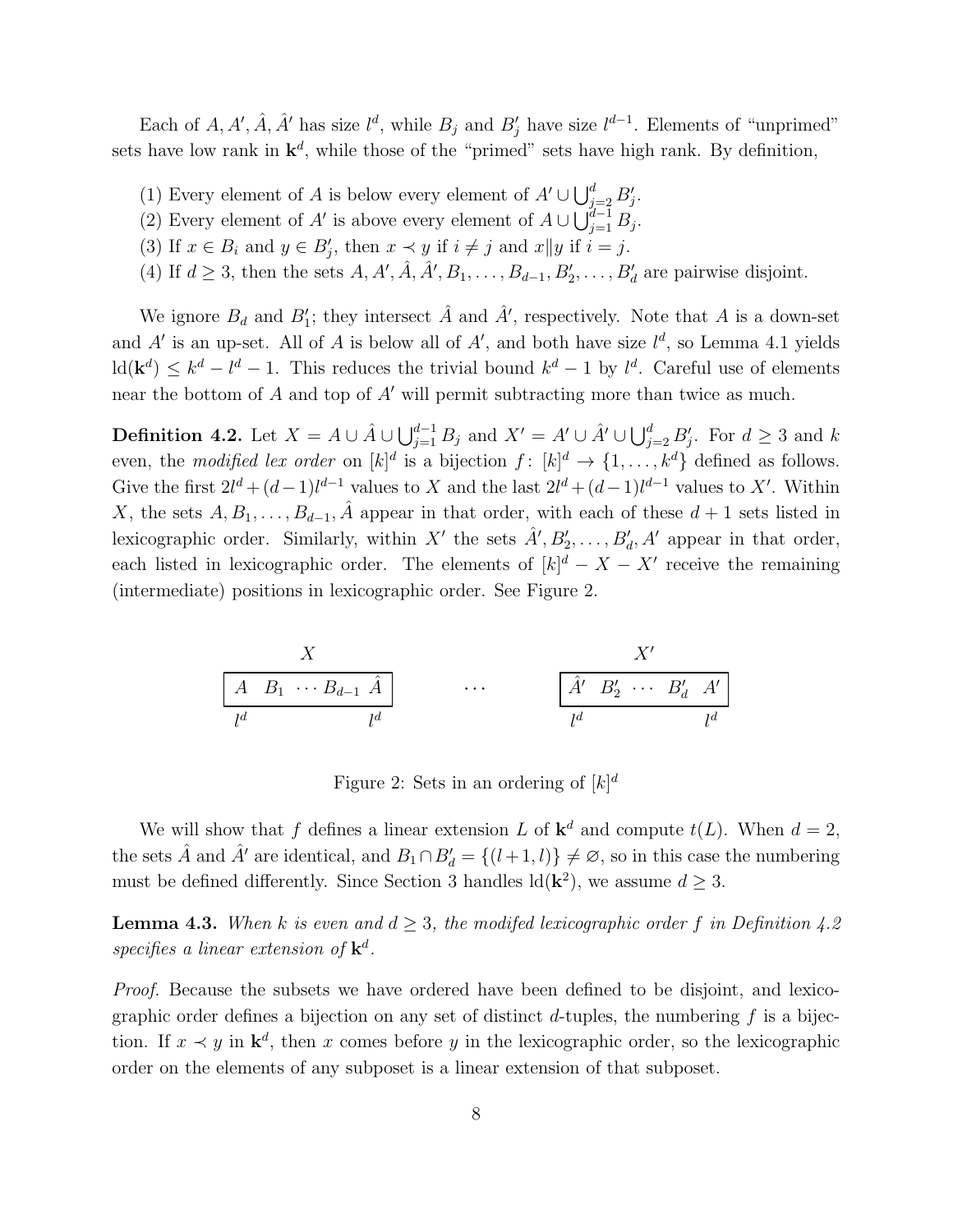Each of $A, A', \hat{A}, \hat{A}'$ has size $l^d$, while $B_j$ and $B'_j$ have size $l^{d-1}$. Elements of "unprimed" sets have low rank in $\mathbf{k}^d$, while those of the "primed" sets have high rank. By definition,

(1) Every element of $A$ is below every element of $A' \cup \bigcup_{j=2}^{d} B'_j$.
(2) Every element of $A'$ is above every element of $A \cup \bigcup_{j=1}^{d-1} B_j$.
(3) If $x \in B_i$ and $y \in B'_j$, then $x \prec y$ if $i \neq j$ and $x \| y$ if $i = j$.
(4) If $d \geq 3$, then the sets $A, A', \hat{A}, \hat{A}', B_1, \ldots, B_{d-1}, B'_2, \ldots, B'_d$ are pairwise disjoint.

We ignore $B_d$ and $B'_1$; they intersect $\hat{A}$ and $\hat{A}'$, respectively. Note that $A$ is a down-set and $A'$ is an up-set. All of $A$ is below all of $A'$, and both have size $l^d$, so Lemma 4.1 yields $\mathrm{ld}(\mathbf{k}^d) \leq k^d - l^d - 1$. This reduces the trivial bound $k^d - 1$ by $l^d$. Careful use of elements near the bottom of $A$ and top of $A'$ will permit subtracting more than twice as much.

**Definition 4.2.** Let $X = A \cup \hat{A} \cup \bigcup_{j=1}^{d-1} B_j$ and $X' = A' \cup \hat{A}' \cup \bigcup_{j=2}^{d} B'_j$. For $d \geq 3$ and $k$ even, the *modified lex order* on $[k]^d$ is a bijection $f\colon [k]^d \to \{1, \ldots, k^d\}$ defined as follows. Give the first $2l^d + (d-1)l^{d-1}$ values to $X$ and the last $2l^d + (d-1)l^{d-1}$ values to $X'$. Within $X$, the sets $A, B_1, \ldots, B_{d-1}, \hat{A}$ appear in that order, with each of these $d+1$ sets listed in lexicographic order. Similarly, within $X'$ the sets $\hat{A}', B'_2, \ldots, B'_d, A'$ appear in that order, each listed in lexicographic order. The elements of $[k]^d - X - X'$ receive the remaining (intermediate) positions in lexicographic order. See Figure 2.

$X$: $A \quad B_1 \ \cdots \ B_{d-1} \ \hat{A}$ (with $l^d$ under $A$ and $l^d$ under $\hat{A}$) $\quad \cdots \quad$ $X'$: $\hat{A}' \quad B'_2 \ \cdots \ B'_d \ A'$ (with $l^d$ under $\hat{A}'$ and $l^d$ under $A'$)

Figure 2: Sets in an ordering of $[k]^d$

We will show that $f$ defines a linear extension $L$ of $\mathbf{k}^d$ and compute $t(L)$. When $d = 2$, the sets $\hat{A}$ and $\hat{A}'$ are identical, and $B_1 \cap B'_d = \{(l+1, l)\} \neq \varnothing$, so in this case the numbering must be defined differently. Since Section 3 handles $\mathrm{ld}(\mathbf{k}^2)$, we assume $d \geq 3$.

**Lemma 4.3.** *When $k$ is even and $d \geq 3$, the modifed lexicographic order $f$ in Definition 4.2 specifies a linear extension of $\mathbf{k}^d$.*

*Proof.* Because the subsets we have ordered have been defined to be disjoint, and lexicographic order defines a bijection on any set of distinct $d$-tuples, the numbering $f$ is a bijection. If $x \prec y$ in $\mathbf{k}^d$, then $x$ comes before $y$ in the lexicographic order, so the lexicographic order on the elements of any subposet is a linear extension of that subposet.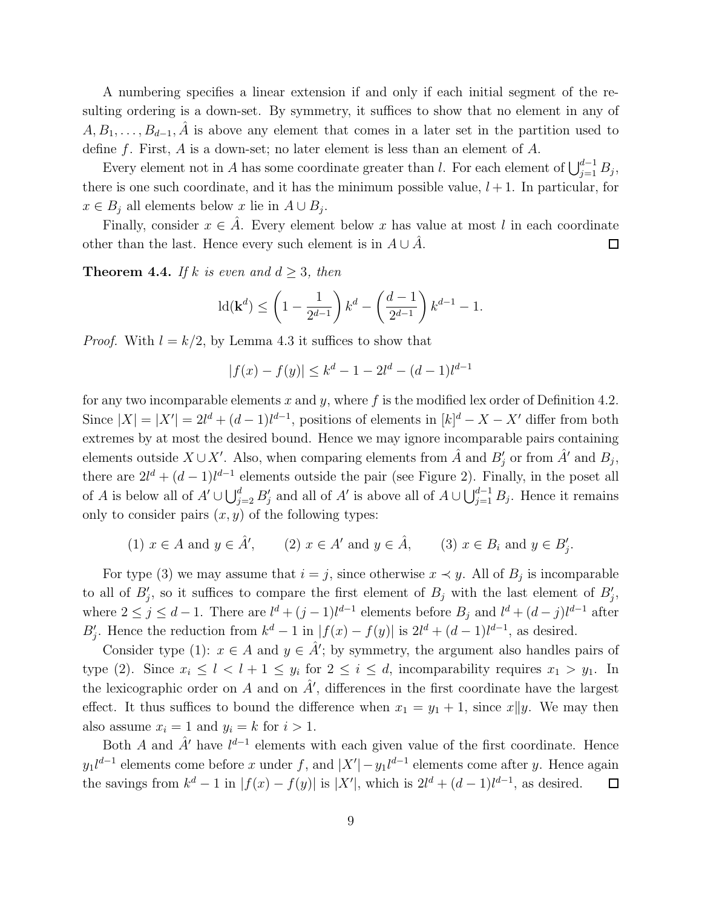A numbering specifies a linear extension if and only if each initial segment of the resulting ordering is a down-set. By symmetry, it suffices to show that no element in any of $A, B_1, \ldots, B_{d-1}, \hat{A}$ is above any element that comes in a later set in the partition used to define $f$. First, $A$ is a down-set; no later element is less than an element of $A$.

Every element not in $A$ has some coordinate greater than $l$. For each element of $\bigcup_{j=1}^{d-1} B_j$, there is one such coordinate, and it has the minimum possible value, $l+1$. In particular, for $x \in B_j$ all elements below $x$ lie in $A \cup B_j$.

Finally, consider $x \in \hat{A}$. Every element below $x$ has value at most $l$ in each coordinate other than the last. Hence every such element is in $A \cup \hat{A}$. $\square$

**Theorem 4.4.** *If $k$ is even and $d \geq 3$, then*

$$\mathrm{ld}(\mathbf{k}^d) \leq \left(1 - \frac{1}{2^{d-1}}\right) k^d - \left(\frac{d-1}{2^{d-1}}\right) k^{d-1} - 1.$$

*Proof.* With $l = k/2$, by Lemma 4.3 it suffices to show that

$$|f(x) - f(y)| \leq k^d - 1 - 2l^d - (d-1)l^{d-1}$$

for any two incomparable elements $x$ and $y$, where $f$ is the modified lex order of Definition 4.2. Since $|X| = |X'| = 2l^d + (d-1)l^{d-1}$, positions of elements in $[k]^d - X - X'$ differ from both extremes by at most the desired bound. Hence we may ignore incomparable pairs containing elements outside $X \cup X'$. Also, when comparing elements from $\hat{A}$ and $B'_j$ or from $\hat{A}'$ and $B_j$, there are $2l^d + (d-1)l^{d-1}$ elements outside the pair (see Figure 2). Finally, in the poset all of $A$ is below all of $A' \cup \bigcup_{j=2}^{d} B'_j$ and all of $A'$ is above all of $A \cup \bigcup_{j=1}^{d-1} B_j$. Hence it remains only to consider pairs $(x, y)$ of the following types:

(1) $x \in A$ and $y \in \hat{A}'$, (2) $x \in A'$ and $y \in \hat{A}$, (3) $x \in B_i$ and $y \in B'_j$.

For type (3) we may assume that $i = j$, since otherwise $x \prec y$. All of $B_j$ is incomparable to all of $B'_j$, so it suffices to compare the first element of $B_j$ with the last element of $B'_j$, where $2 \leq j \leq d-1$. There are $l^d + (j-1)l^{d-1}$ elements before $B_j$ and $l^d + (d-j)l^{d-1}$ after $B'_j$. Hence the reduction from $k^d - 1$ in $|f(x) - f(y)|$ is $2l^d + (d-1)l^{d-1}$, as desired.

Consider type (1): $x \in A$ and $y \in \hat{A}'$; by symmetry, the argument also handles pairs of type (2). Since $x_i \leq l < l+1 \leq y_i$ for $2 \leq i \leq d$, incomparability requires $x_1 > y_1$. In the lexicographic order on $A$ and on $\hat{A}'$, differences in the first coordinate have the largest effect. It thus suffices to bound the difference when $x_1 = y_1 + 1$, since $x \| y$. We may then also assume $x_i = 1$ and $y_i = k$ for $i > 1$.

Both $A$ and $\hat{A}'$ have $l^{d-1}$ elements with each given value of the first coordinate. Hence $y_1 l^{d-1}$ elements come before $x$ under $f$, and $|X'| - y_1 l^{d-1}$ elements come after $y$. Hence again the savings from $k^d - 1$ in $|f(x) - f(y)|$ is $|X'|$, which is $2l^d + (d-1)l^{d-1}$, as desired. $\square$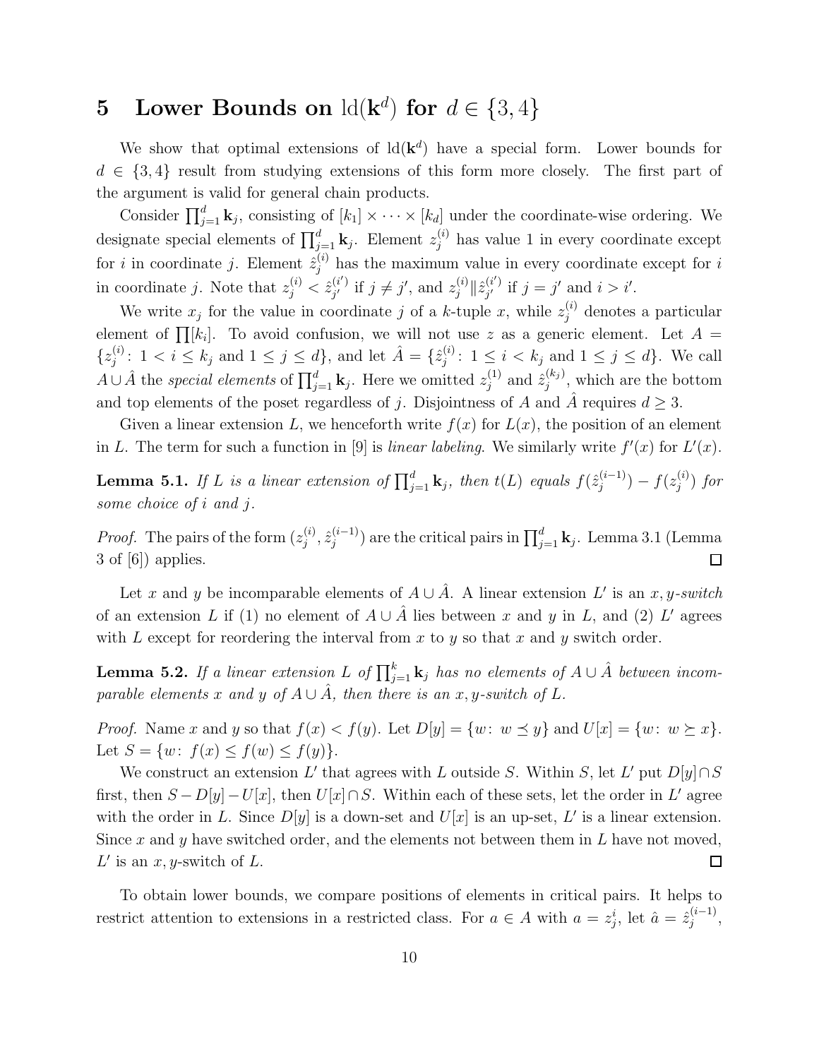# 5 Lower Bounds on $\mathrm{ld}(\mathbf{k}^d)$ for $d \in \{3, 4\}$

We show that optimal extensions of $\mathrm{ld}(\mathbf{k}^d)$ have a special form. Lower bounds for $d \in \{3, 4\}$ result from studying extensions of this form more closely. The first part of the argument is valid for general chain products.

Consider $\prod_{j=1}^{d} \mathbf{k}_j$, consisting of $[k_1] \times \cdots \times [k_d]$ under the coordinate-wise ordering. We designate special elements of $\prod_{j=1}^{d} \mathbf{k}_j$. Element $z_j^{(i)}$ has value 1 in every coordinate except for $i$ in coordinate $j$. Element $\hat{z}_j^{(i)}$ has the maximum value in every coordinate except for $i$ in coordinate $j$. Note that $z_j^{(i)} < \hat{z}_{j'}^{(i')}$ if $j \neq j'$, and $z_j^{(i)} \| \hat{z}_{j'}^{(i')}$ if $j = j'$ and $i > i'$.

We write $x_j$ for the value in coordinate $j$ of a $k$-tuple $x$, while $z_j^{(i)}$ denotes a particular element of $\prod[k_i]$. To avoid confusion, we will not use $z$ as a generic element. Let $A = \{z_j^{(i)} \colon 1 < i \leq k_j \text{ and } 1 \leq j \leq d\}$, and let $\hat{A} = \{\hat{z}_j^{(i)} \colon 1 \leq i < k_j \text{ and } 1 \leq j \leq d\}$. We call $A \cup \hat{A}$ the *special elements* of $\prod_{j=1}^{d} \mathbf{k}_j$. Here we omitted $z_j^{(1)}$ and $\hat{z}_j^{(k_j)}$, which are the bottom and top elements of the poset regardless of $j$. Disjointness of $A$ and $\hat{A}$ requires $d \geq 3$.

Given a linear extension $L$, we henceforth write $f(x)$ for $L(x)$, the position of an element in $L$. The term for such a function in [9] is *linear labeling*. We similarly write $f'(x)$ for $L'(x)$.

**Lemma 5.1.** *If $L$ is a linear extension of $\prod_{j=1}^{d} \mathbf{k}_j$, then $t(L)$ equals $f(\hat{z}_j^{(i-1)}) - f(z_j^{(i)})$ for some choice of $i$ and $j$.*

*Proof.* The pairs of the form $(z_j^{(i)}, \hat{z}_j^{(i-1)})$ are the critical pairs in $\prod_{j=1}^{d} \mathbf{k}_j$. Lemma 3.1 (Lemma 3 of [6]) applies. □

Let $x$ and $y$ be incomparable elements of $A \cup \hat{A}$. A linear extension $L'$ is an *$x, y$-switch* of an extension $L$ if (1) no element of $A \cup \hat{A}$ lies between $x$ and $y$ in $L$, and (2) $L'$ agrees with $L$ except for reordering the interval from $x$ to $y$ so that $x$ and $y$ switch order.

**Lemma 5.2.** *If a linear extension $L$ of $\prod_{j=1}^{k} \mathbf{k}_j$ has no elements of $A \cup \hat{A}$ between incomparable elements $x$ and $y$ of $A \cup \hat{A}$, then there is an $x, y$-switch of $L$.*

*Proof.* Name $x$ and $y$ so that $f(x) < f(y)$. Let $D[y] = \{w \colon w \preceq y\}$ and $U[x] = \{w \colon w \succeq x\}$. Let $S = \{w \colon f(x) \leq f(w) \leq f(y)\}$.

We construct an extension $L'$ that agrees with $L$ outside $S$. Within $S$, let $L'$ put $D[y] \cap S$ first, then $S - D[y] - U[x]$, then $U[x] \cap S$. Within each of these sets, let the order in $L'$ agree with the order in $L$. Since $D[y]$ is a down-set and $U[x]$ is an up-set, $L'$ is a linear extension. Since $x$ and $y$ have switched order, and the elements not between them in $L$ have not moved, $L'$ is an $x, y$-switch of $L$. □

To obtain lower bounds, we compare positions of elements in critical pairs. It helps to restrict attention to extensions in a restricted class. For $a \in A$ with $a = z_j^i$, let $\hat{a} = \hat{z}_j^{(i-1)}$,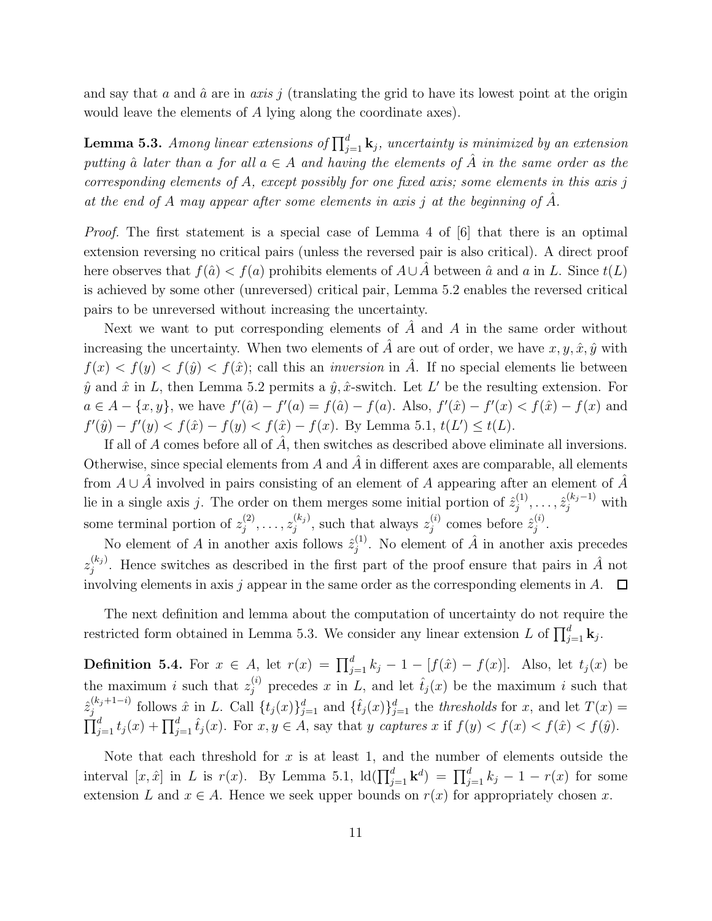and say that $a$ and $\hat{a}$ are in *axis* $j$ (translating the grid to have its lowest point at the origin would leave the elements of $A$ lying along the coordinate axes).

**Lemma 5.3.** *Among linear extensions of* $\prod_{j=1}^{d} \mathbf{k}_j$*, uncertainty is minimized by an extension putting* $\hat{a}$ *later than* $a$ *for all* $a \in A$ *and having the elements of* $\hat{A}$ *in the same order as the corresponding elements of* $A$*, except possibly for one fixed axis; some elements in this axis* $j$ *at the end of* $A$ *may appear after some elements in axis* $j$ *at the beginning of* $\hat{A}$*.*

*Proof.* The first statement is a special case of Lemma 4 of [6] that there is an optimal extension reversing no critical pairs (unless the reversed pair is also critical). A direct proof here observes that $f(\hat{a}) < f(a)$ prohibits elements of $A \cup \hat{A}$ between $\hat{a}$ and $a$ in $L$. Since $t(L)$ is achieved by some other (unreversed) critical pair, Lemma 5.2 enables the reversed critical pairs to be unreversed without increasing the uncertainty.

Next we want to put corresponding elements of $\hat{A}$ and $A$ in the same order without increasing the uncertainty. When two elements of $\hat{A}$ are out of order, we have $x, y, \hat{x}, \hat{y}$ with $f(x) < f(y) < f(\hat{y}) < f(\hat{x})$; call this an *inversion* in $\hat{A}$. If no special elements lie between $\hat{y}$ and $\hat{x}$ in $L$, then Lemma 5.2 permits a $\hat{y}, \hat{x}$-switch. Let $L'$ be the resulting extension. For $a \in A - \{x, y\}$, we have $f'(\hat{a}) - f'(a) = f(\hat{a}) - f(a)$. Also, $f'(\hat{x}) - f'(x) < f(\hat{x}) - f(x)$ and $f'(\hat{y}) - f'(y) < f(\hat{x}) - f(y) < f(\hat{x}) - f(x)$. By Lemma 5.1, $t(L') \leq t(L)$.

If all of $A$ comes before all of $\hat{A}$, then switches as described above eliminate all inversions. Otherwise, since special elements from $A$ and $\hat{A}$ in different axes are comparable, all elements from $A \cup \hat{A}$ involved in pairs consisting of an element of $A$ appearing after an element of $\hat{A}$ lie in a single axis $j$. The order on them merges some initial portion of $\hat{z}_j^{(1)}, \ldots, \hat{z}_j^{(k_j-1)}$ with some terminal portion of $z_j^{(2)}, \ldots, z_j^{(k_j)}$, such that always $z_j^{(i)}$ comes before $\hat{z}_j^{(i)}$.

No element of $A$ in another axis follows $\hat{z}_j^{(1)}$. No element of $\hat{A}$ in another axis precedes $z_j^{(k_j)}$. Hence switches as described in the first part of the proof ensure that pairs in $\hat{A}$ not involving elements in axis $j$ appear in the same order as the corresponding elements in $A$. $\square$

The next definition and lemma about the computation of uncertainty do not require the restricted form obtained in Lemma 5.3. We consider any linear extension $L$ of $\prod_{j=1}^{d} \mathbf{k}_j$.

**Definition 5.4.** For $x \in A$, let $r(x) = \prod_{j=1}^{d} k_j - 1 - [f(\hat{x}) - f(x)]$. Also, let $t_j(x)$ be the maximum $i$ such that $z_j^{(i)}$ precedes $x$ in $L$, and let $\hat{t}_j(x)$ be the maximum $i$ such that $\hat{z}_j^{(k_j+1-i)}$ follows $\hat{x}$ in $L$. Call $\{t_j(x)\}_{j=1}^{d}$ and $\{\hat{t}_j(x)\}_{j=1}^{d}$ the *thresholds* for $x$, and let $T(x) = \prod_{j=1}^{d} t_j(x) + \prod_{j=1}^{d} \hat{t}_j(x)$. For $x, y \in A$, say that $y$ *captures* $x$ if $f(y) < f(x) < f(\hat{x}) < f(\hat{y})$.

Note that each threshold for $x$ is at least 1, and the number of elements outside the interval $[x, \hat{x}]$ in $L$ is $r(x)$. By Lemma 5.1, $\mathrm{ld}(\prod_{j=1}^{d} \mathbf{k}^d) = \prod_{j=1}^{d} k_j - 1 - r(x)$ for some extension $L$ and $x \in A$. Hence we seek upper bounds on $r(x)$ for appropriately chosen $x$.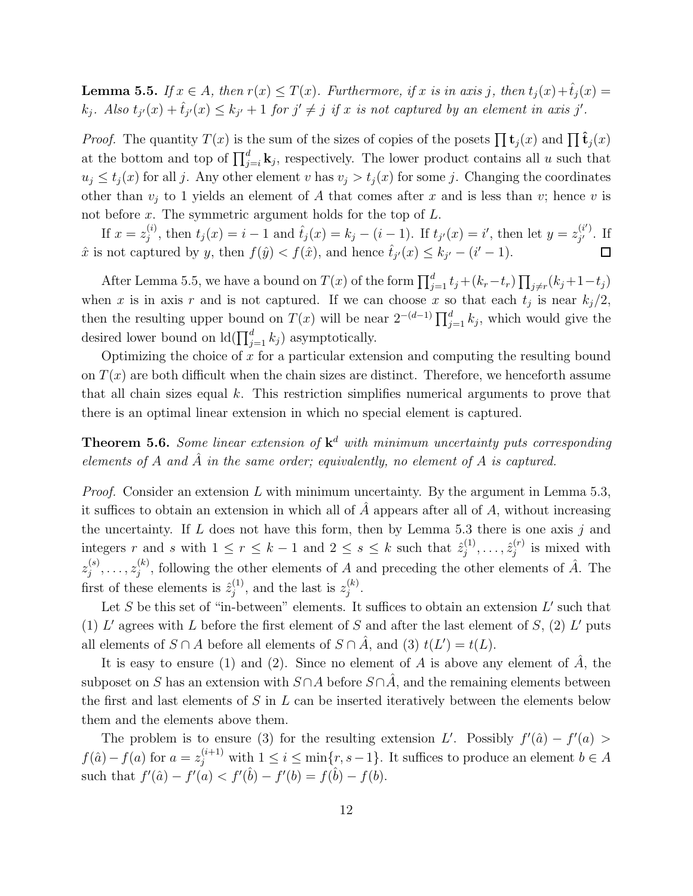**Lemma 5.5.** *If $x \in A$, then $r(x) \le T(x)$. Furthermore, if $x$ is in axis $j$, then $t_j(x)+\hat{t}_j(x) = k_j$. Also $t_{j'}(x) + \hat{t}_{j'}(x) \le k_{j'} + 1$ for $j' \ne j$ if $x$ is not captured by an element in axis $j'$.*

*Proof.* The quantity $T(x)$ is the sum of the sizes of copies of the posets $\prod \mathbf{t}_j(x)$ and $\prod \hat{\mathbf{t}}_j(x)$ at the bottom and top of $\prod_{j=i}^d \mathbf{k}_j$, respectively. The lower product contains all $u$ such that $u_j \le t_j(x)$ for all $j$. Any other element $v$ has $v_j > t_j(x)$ for some $j$. Changing the coordinates other than $v_j$ to 1 yields an element of $A$ that comes after $x$ and is less than $v$; hence $v$ is not before $x$. The symmetric argument holds for the top of $L$.

If $x = z_j^{(i)}$, then $t_j(x) = i-1$ and $\hat{t}_j(x) = k_j - (i-1)$. If $t_{j'}(x) = i'$, then let $y = z_{j'}^{(i')}$. If $\hat{x}$ is not captured by $y$, then $f(\hat{y}) < f(\hat{x})$, and hence $\hat{t}_{j'}(x) \le k_{j'} - (i'-1)$. $\square$

After Lemma 5.5, we have a bound on $T(x)$ of the form $\prod_{j=1}^d t_j + (k_r - t_r)\prod_{j\ne r}(k_j+1-t_j)$ when $x$ is in axis $r$ and is not captured. If we can choose $x$ so that each $t_j$ is near $k_j/2$, then the resulting upper bound on $T(x)$ will be near $2^{-(d-1)}\prod_{j=1}^d k_j$, which would give the desired lower bound on $\mathrm{ld}(\prod_{j=1}^d k_j)$ asymptotically.

Optimizing the choice of $x$ for a particular extension and computing the resulting bound on $T(x)$ are both difficult when the chain sizes are distinct. Therefore, we henceforth assume that all chain sizes equal $k$. This restriction simplifies numerical arguments to prove that there is an optimal linear extension in which no special element is captured.

**Theorem 5.6.** *Some linear extension of $\mathbf{k}^d$ with minimum uncertainty puts corresponding elements of $A$ and $\hat{A}$ in the same order; equivalently, no element of $A$ is captured.*

*Proof.* Consider an extension $L$ with minimum uncertainty. By the argument in Lemma 5.3, it suffices to obtain an extension in which all of $\hat{A}$ appears after all of $A$, without increasing the uncertainty. If $L$ does not have this form, then by Lemma 5.3 there is one axis $j$ and integers $r$ and $s$ with $1 \le r \le k-1$ and $2 \le s \le k$ such that $\hat{z}_j^{(1)}, \ldots, \hat{z}_j^{(r)}$ is mixed with $z_j^{(s)}, \ldots, z_j^{(k)}$, following the other elements of $A$ and preceding the other elements of $\hat{A}$. The first of these elements is $\hat{z}_j^{(1)}$, and the last is $z_j^{(k)}$.

Let $S$ be this set of "in-between" elements. It suffices to obtain an extension $L'$ such that (1) $L'$ agrees with $L$ before the first element of $S$ and after the last element of $S$, (2) $L'$ puts all elements of $S \cap A$ before all elements of $S \cap \hat{A}$, and (3) $t(L') = t(L)$.

It is easy to ensure (1) and (2). Since no element of $A$ is above any element of $\hat{A}$, the subposet on $S$ has an extension with $S \cap A$ before $S \cap \hat{A}$, and the remaining elements between the first and last elements of $S$ in $L$ can be inserted iteratively between the elements below them and the elements above them.

The problem is to ensure (3) for the resulting extension $L'$. Possibly $f'(\hat{a}) - f'(a) > f(\hat{a}) - f(a)$ for $a = z_j^{(i+1)}$ with $1 \le i \le \min\{r, s-1\}$. It suffices to produce an element $b \in A$ such that $f'(\hat{a}) - f'(a) < f'(\hat{b}) - f'(b) = f(\hat{b}) - f(b)$.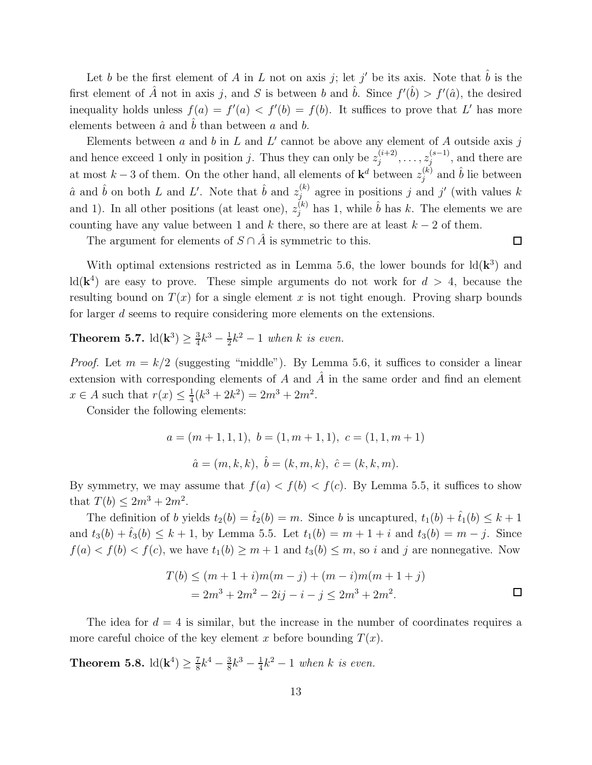Let $b$ be the first element of $A$ in $L$ not on axis $j$; let $j'$ be its axis. Note that $\hat{b}$ is the first element of $\hat{A}$ not in axis $j$, and $S$ is between $b$ and $\hat{b}$. Since $f'(\hat{b}) > f'(\hat{a})$, the desired inequality holds unless $f(a) = f'(a) < f'(b) = f(b)$. It suffices to prove that $L'$ has more elements between $\hat{a}$ and $\hat{b}$ than between $a$ and $b$.

Elements between $a$ and $b$ in $L$ and $L'$ cannot be above any element of $A$ outside axis $j$ and hence exceed 1 only in position $j$. Thus they can only be $z_j^{(i+2)}, \ldots, z_j^{(s-1)}$, and there are at most $k-3$ of them. On the other hand, all elements of $\mathbf{k}^d$ between $z_j^{(k)}$ and $\hat{b}$ lie between $\hat{a}$ and $\hat{b}$ on both $L$ and $L'$. Note that $\hat{b}$ and $z_j^{(k)}$ agree in positions $j$ and $j'$ (with values $k$ and 1). In all other positions (at least one), $z_j^{(k)}$ has 1, while $\hat{b}$ has $k$. The elements we are counting have any value between 1 and $k$ there, so there are at least $k-2$ of them.

The argument for elements of $S \cap \hat{A}$ is symmetric to this. $\square$

With optimal extensions restricted as in Lemma 5.6, the lower bounds for $\mathrm{ld}(\mathbf{k}^3)$ and $\mathrm{ld}(\mathbf{k}^4)$ are easy to prove. These simple arguments do not work for $d > 4$, because the resulting bound on $T(x)$ for a single element $x$ is not tight enough. Proving sharp bounds for larger $d$ seems to require considering more elements on the extensions.

**Theorem 5.7.** *$\mathrm{ld}(\mathbf{k}^3) \geq \frac{3}{4}k^3 - \frac{1}{2}k^2 - 1$ when $k$ is even.*

*Proof.* Let $m = k/2$ (suggesting "middle"). By Lemma 5.6, it suffices to consider a linear extension with corresponding elements of $A$ and $\hat{A}$ in the same order and find an element $x \in A$ such that $r(x) \leq \frac{1}{4}(k^3 + 2k^2) = 2m^3 + 2m^2$.

Consider the following elements:

$$a = (m+1, 1, 1),\ b = (1, m+1, 1),\ c = (1, 1, m+1)$$

$$\hat{a} = (m, k, k),\ \hat{b} = (k, m, k),\ \hat{c} = (k, k, m).$$

By symmetry, we may assume that $f(a) < f(b) < f(c)$. By Lemma 5.5, it suffices to show that $T(b) \leq 2m^3 + 2m^2$.

The definition of $b$ yields $t_2(b) = \hat{t}_2(b) = m$. Since $b$ is uncaptured, $t_1(b) + \hat{t}_1(b) \leq k+1$ and $t_3(b) + \hat{t}_3(b) \leq k+1$, by Lemma 5.5. Let $t_1(b) = m+1+i$ and $t_3(b) = m-j$. Since $f(a) < f(b) < f(c)$, we have $t_1(b) \geq m+1$ and $t_3(b) \leq m$, so $i$ and $j$ are nonnegative. Now

$$\begin{aligned} T(b) &\leq (m+1+i)m(m-j) + (m-i)m(m+1+j) \\ &= 2m^3 + 2m^2 - 2ij - i - j \leq 2m^3 + 2m^2. \end{aligned}$$

$\square$

The idea for $d = 4$ is similar, but the increase in the number of coordinates requires a more careful choice of the key element $x$ before bounding $T(x)$.

**Theorem 5.8.** *$\mathrm{ld}(\mathbf{k}^4) \geq \frac{7}{8}k^4 - \frac{3}{8}k^3 - \frac{1}{4}k^2 - 1$ when $k$ is even.*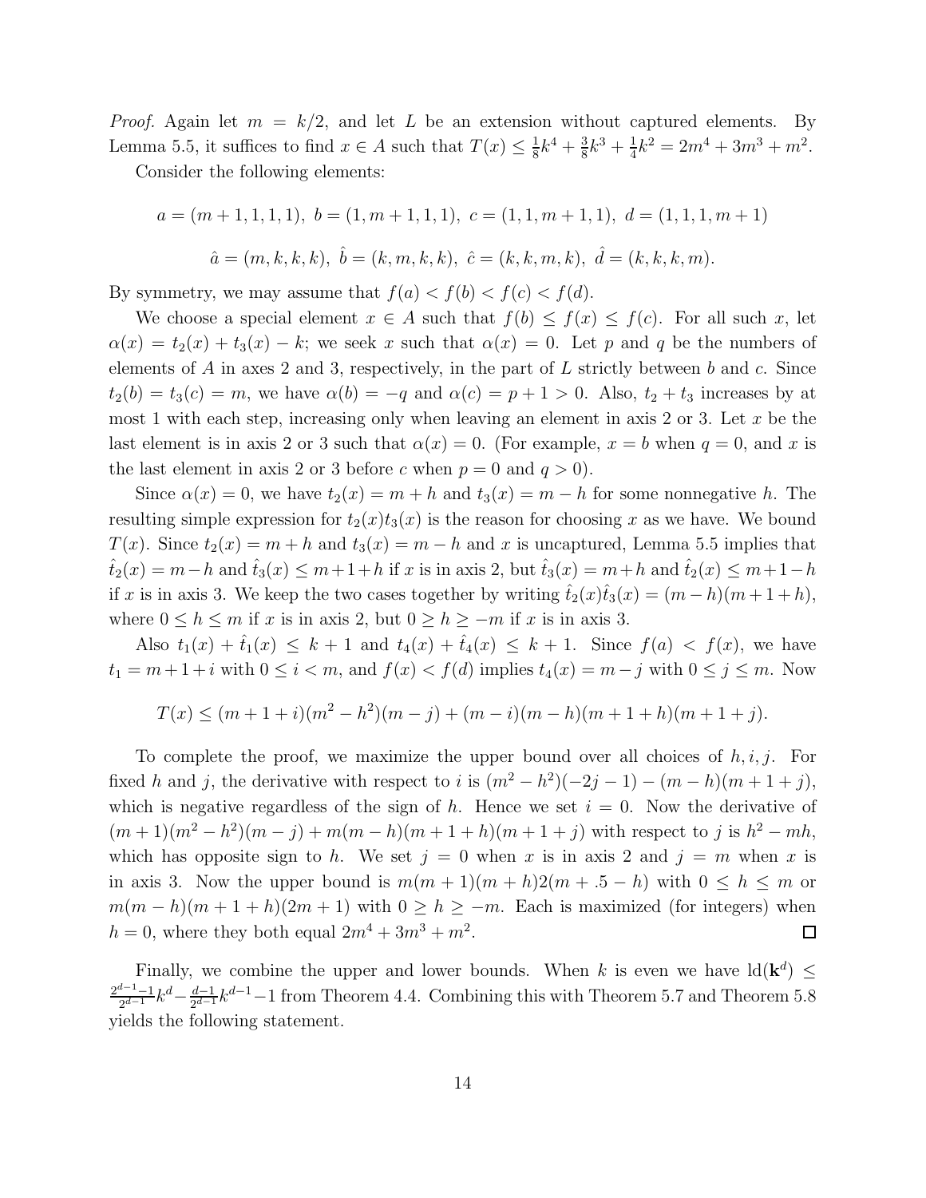*Proof.* Again let $m = k/2$, and let $L$ be an extension without captured elements. By Lemma 5.5, it suffices to find $x \in A$ such that $T(x) \le \frac{1}{8}k^4 + \frac{3}{8}k^3 + \frac{1}{4}k^2 = 2m^4 + 3m^3 + m^2$.

Consider the following elements:

$$a = (m+1, 1, 1, 1),\ b = (1, m+1, 1, 1),\ c = (1, 1, m+1, 1),\ d = (1, 1, 1, m+1)$$

$$\hat{a} = (m, k, k, k),\ \hat{b} = (k, m, k, k),\ \hat{c} = (k, k, m, k),\ \hat{d} = (k, k, k, m).$$

By symmetry, we may assume that $f(a) < f(b) < f(c) < f(d)$.

We choose a special element $x \in A$ such that $f(b) \le f(x) \le f(c)$. For all such $x$, let $\alpha(x) = t_2(x) + t_3(x) - k$; we seek $x$ such that $\alpha(x) = 0$. Let $p$ and $q$ be the numbers of elements of $A$ in axes 2 and 3, respectively, in the part of $L$ strictly between $b$ and $c$. Since $t_2(b) = t_3(c) = m$, we have $\alpha(b) = -q$ and $\alpha(c) = p + 1 > 0$. Also, $t_2 + t_3$ increases by at most 1 with each step, increasing only when leaving an element in axis 2 or 3. Let $x$ be the last element is in axis 2 or 3 such that $\alpha(x) = 0$. (For example, $x = b$ when $q = 0$, and $x$ is the last element in axis 2 or 3 before $c$ when $p = 0$ and $q > 0$).

Since $\alpha(x) = 0$, we have $t_2(x) = m + h$ and $t_3(x) = m - h$ for some nonnegative $h$. The resulting simple expression for $t_2(x)t_3(x)$ is the reason for choosing $x$ as we have. We bound $T(x)$. Since $t_2(x) = m + h$ and $t_3(x) = m - h$ and $x$ is uncaptured, Lemma 5.5 implies that $\hat{t}_2(x) = m - h$ and $\hat{t}_3(x) \le m + 1 + h$ if $x$ is in axis 2, but $\hat{t}_3(x) = m + h$ and $\hat{t}_2(x) \le m + 1 - h$ if $x$ is in axis 3. We keep the two cases together by writing $\hat{t}_2(x)\hat{t}_3(x) = (m - h)(m + 1 + h)$, where $0 \le h \le m$ if $x$ is in axis 2, but $0 \ge h \ge -m$ if $x$ is in axis 3.

Also $t_1(x) + \hat{t}_1(x) \le k + 1$ and $t_4(x) + \hat{t}_4(x) \le k + 1$. Since $f(a) < f(x)$, we have $t_1 = m + 1 + i$ with $0 \le i < m$, and $f(x) < f(d)$ implies $t_4(x) = m - j$ with $0 \le j \le m$. Now

$$T(x) \le (m + 1 + i)(m^2 - h^2)(m - j) + (m - i)(m - h)(m + 1 + h)(m + 1 + j).$$

To complete the proof, we maximize the upper bound over all choices of $h, i, j$. For fixed $h$ and $j$, the derivative with respect to $i$ is $(m^2 - h^2)(-2j - 1) - (m - h)(m + 1 + j)$, which is negative regardless of the sign of $h$. Hence we set $i = 0$. Now the derivative of $(m + 1)(m^2 - h^2)(m - j) + m(m - h)(m + 1 + h)(m + 1 + j)$ with respect to $j$ is $h^2 - mh$, which has opposite sign to $h$. We set $j = 0$ when $x$ is in axis 2 and $j = m$ when $x$ is in axis 3. Now the upper bound is $m(m + 1)(m + h)2(m + .5 - h)$ with $0 \le h \le m$ or $m(m - h)(m + 1 + h)(2m + 1)$ with $0 \ge h \ge -m$. Each is maximized (for integers) when $h = 0$, where they both equal $2m^4 + 3m^3 + m^2$. $\square$

Finally, we combine the upper and lower bounds. When $k$ is even we have $\mathrm{ld}(\mathbf{k}^d) \le \frac{2^{d-1}-1}{2^{d-1}}k^d - \frac{d-1}{2^{d-1}}k^{d-1} - 1$ from Theorem 4.4. Combining this with Theorem 5.7 and Theorem 5.8 yields the following statement.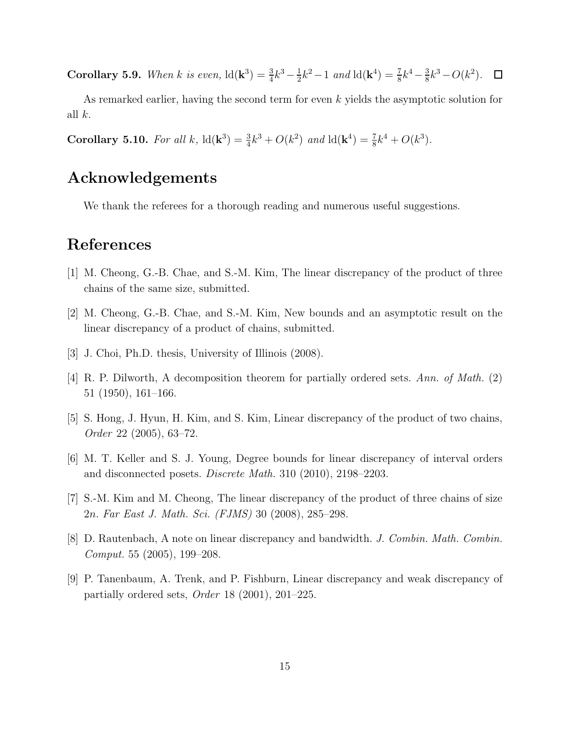**Corollary 5.9.** *When $k$ is even,* $\mathrm{ld}(\mathbf{k}^3) = \frac{3}{4}k^3 - \frac{1}{2}k^2 - 1$ *and* $\mathrm{ld}(\mathbf{k}^4) = \frac{7}{8}k^4 - \frac{3}{8}k^3 - O(k^2)$. □

As remarked earlier, having the second term for even $k$ yields the asymptotic solution for all $k$.

**Corollary 5.10.** *For all $k$,* $\mathrm{ld}(\mathbf{k}^3) = \frac{3}{4}k^3 + O(k^2)$ *and* $\mathrm{ld}(\mathbf{k}^4) = \frac{7}{8}k^4 + O(k^3)$.

# Acknowledgements

We thank the referees for a thorough reading and numerous useful suggestions.

# References

[1] M. Cheong, G.-B. Chae, and S.-M. Kim, The linear discrepancy of the product of three chains of the same size, submitted.

[2] M. Cheong, G.-B. Chae, and S.-M. Kim, New bounds and an asymptotic result on the linear discrepancy of a product of chains, submitted.

[3] J. Choi, Ph.D. thesis, University of Illinois (2008).

[4] R. P. Dilworth, A decomposition theorem for partially ordered sets. *Ann. of Math.* (2) 51 (1950), 161–166.

[5] S. Hong, J. Hyun, H. Kim, and S. Kim, Linear discrepancy of the product of two chains, *Order* 22 (2005), 63–72.

[6] M. T. Keller and S. J. Young, Degree bounds for linear discrepancy of interval orders and disconnected posets. *Discrete Math.* 310 (2010), 2198–2203.

[7] S.-M. Kim and M. Cheong, The linear discrepancy of the product of three chains of size $2n$. *Far East J. Math. Sci. (FJMS)* 30 (2008), 285–298.

[8] D. Rautenbach, A note on linear discrepancy and bandwidth. *J. Combin. Math. Combin. Comput.* 55 (2005), 199–208.

[9] P. Tanenbaum, A. Trenk, and P. Fishburn, Linear discrepancy and weak discrepancy of partially ordered sets, *Order* 18 (2001), 201–225.